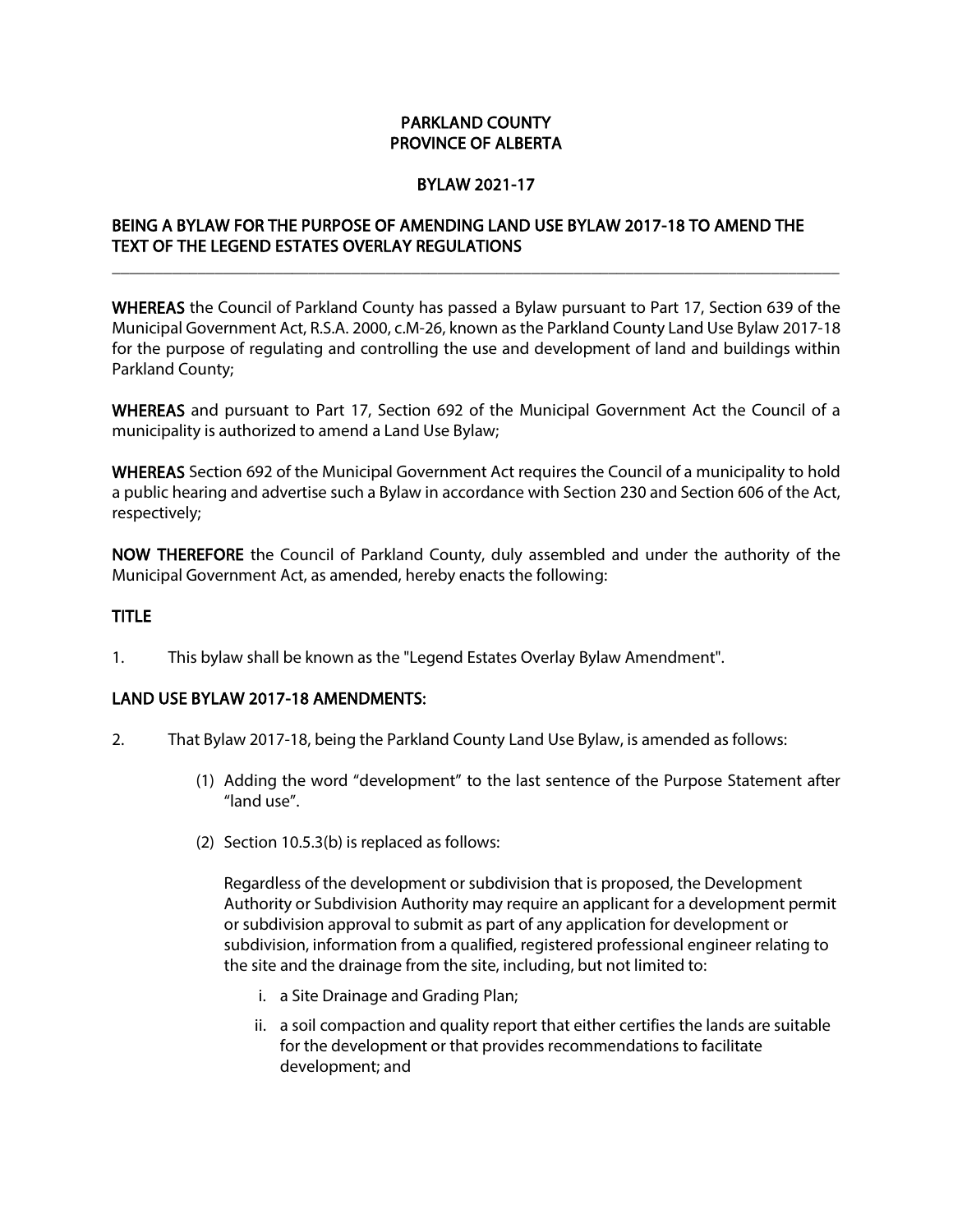# PARKLAND COUNTY
# PROVINCE OF ALBERTA

## BYLAW 2021-17

## BEING A BYLAW FOR THE PURPOSE OF AMENDING LAND USE BYLAW 2017-18 TO AMEND THE TEXT OF THE LEGEND ESTATES OVERLAY REGULATIONS

---

**WHEREAS** the Council of Parkland County has passed a Bylaw pursuant to Part 17, Section 639 of the Municipal Government Act, R.S.A. 2000, c.M-26, known as the Parkland County Land Use Bylaw 2017-18 for the purpose of regulating and controlling the use and development of land and buildings within Parkland County;

**WHEREAS** and pursuant to Part 17, Section 692 of the Municipal Government Act the Council of a municipality is authorized to amend a Land Use Bylaw;

**WHEREAS** Section 692 of the Municipal Government Act requires the Council of a municipality to hold a public hearing and advertise such a Bylaw in accordance with Section 230 and Section 606 of the Act, respectively;

**NOW THEREFORE** the Council of Parkland County, duly assembled and under the authority of the Municipal Government Act, as amended, hereby enacts the following:

### TITLE

1. This bylaw shall be known as the "Legend Estates Overlay Bylaw Amendment".

### LAND USE BYLAW 2017-18 AMENDMENTS:

2. That Bylaw 2017-18, being the Parkland County Land Use Bylaw, is amended as follows:

   (1) Adding the word "development" to the last sentence of the Purpose Statement after "land use".

   (2) Section 10.5.3(b) is replaced as follows:

   Regardless of the development or subdivision that is proposed, the Development Authority or Subdivision Authority may require an applicant for a development permit or subdivision approval to submit as part of any application for development or subdivision, information from a qualified, registered professional engineer relating to the site and the drainage from the site, including, but not limited to:

   i. a Site Drainage and Grading Plan;

   ii. a soil compaction and quality report that either certifies the lands are suitable for the development or that provides recommendations to facilitate development; and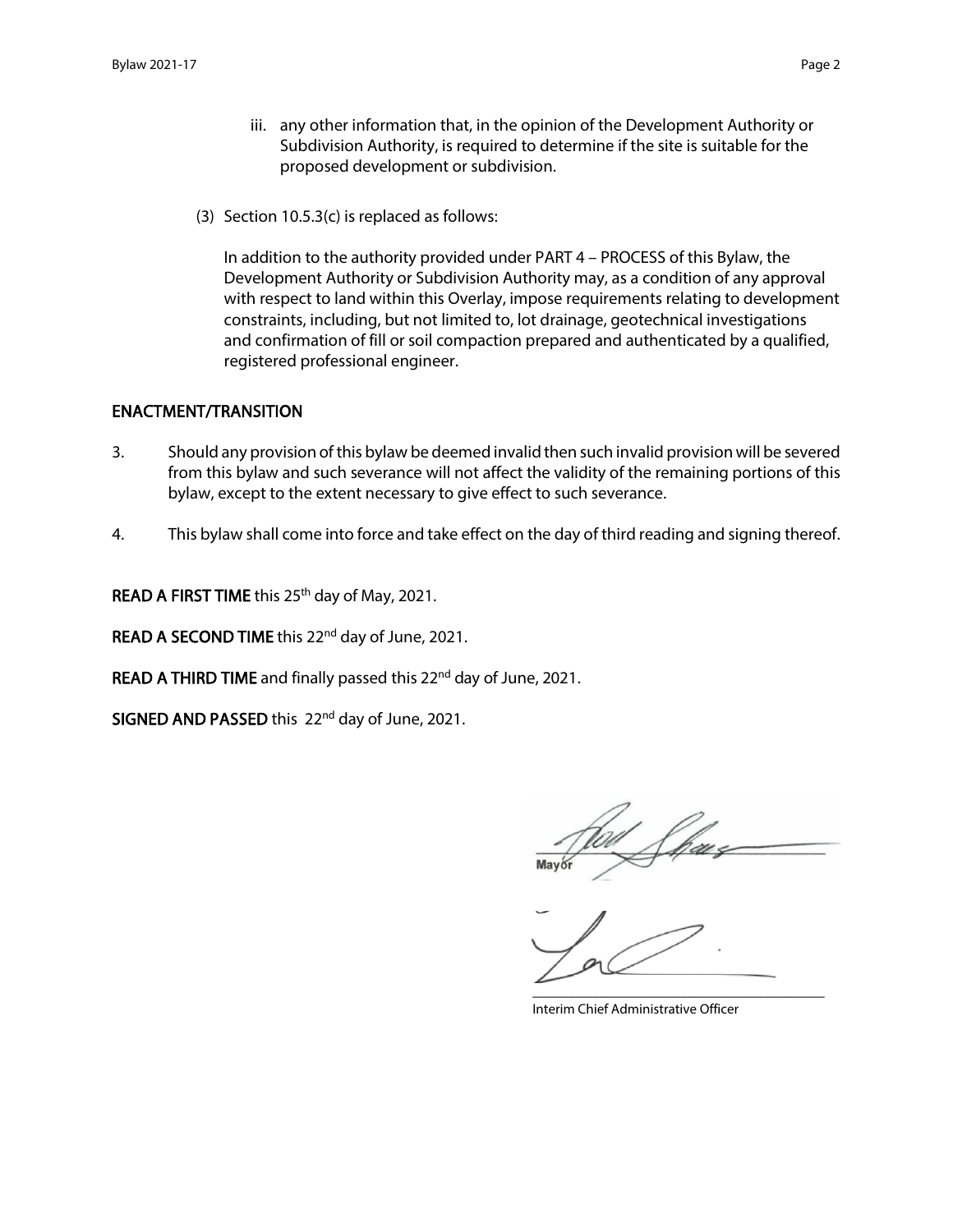iii. any other information that, in the opinion of the Development Authority or Subdivision Authority, is required to determine if the site is suitable for the proposed development or subdivision.

(3) Section 10.5.3(c) is replaced as follows:

In addition to the authority provided under PART 4 – PROCESS of this Bylaw, the Development Authority or Subdivision Authority may, as a condition of any approval with respect to land within this Overlay, impose requirements relating to development constraints, including, but not limited to, lot drainage, geotechnical investigations and confirmation of fill or soil compaction prepared and authenticated by a qualified, registered professional engineer.

## ENACTMENT/TRANSITION

3. Should any provision of this bylaw be deemed invalid then such invalid provision will be severed from this bylaw and such severance will not affect the validity of the remaining portions of this bylaw, except to the extent necessary to give effect to such severance.

4. This bylaw shall come into force and take effect on the day of third reading and signing thereof.

**READ A FIRST TIME** this 25th day of May, 2021.

**READ A SECOND TIME** this 22nd day of June, 2021.

**READ A THIRD TIME** and finally passed this 22nd day of June, 2021.

**SIGNED AND PASSED** this 22nd day of June, 2021.

Mayor

Interim Chief Administrative Officer